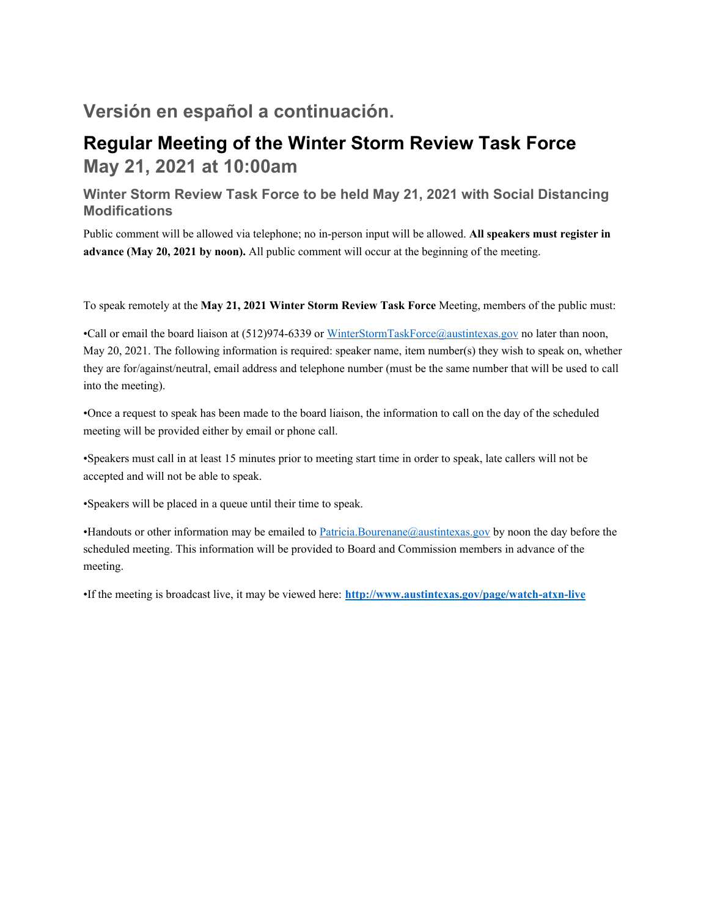## Versión en español a continuación.

# Regular Meeting of the Winter Storm Review Task Force

## May 21, 2021 at 10:00am

### Winter Storm Review Task Force to be held May 21, 2021 with Social Distancing Modifications

Public comment will be allowed via telephone; no in-person input will be allowed. **All speakers must register in advance (May 20, 2021 by noon).** All public comment will occur at the beginning of the meeting.

To speak remotely at the **May 21, 2021 Winter Storm Review Task Force** Meeting, members of the public must:

•Call or email the board liaison at (512)974-6339 or WinterStormTaskForce@austintexas.gov no later than noon, May 20, 2021. The following information is required: speaker name, item number(s) they wish to speak on, whether they are for/against/neutral, email address and telephone number (must be the same number that will be used to call into the meeting).

•Once a request to speak has been made to the board liaison, the information to call on the day of the scheduled meeting will be provided either by email or phone call.

•Speakers must call in at least 15 minutes prior to meeting start time in order to speak, late callers will not be accepted and will not be able to speak.

•Speakers will be placed in a queue until their time to speak.

•Handouts or other information may be emailed to Patricia.Bourenane@austintexas.gov by noon the day before the scheduled meeting. This information will be provided to Board and Commission members in advance of the meeting.

•If the meeting is broadcast live, it may be viewed here: **http://www.austintexas.gov/page/watch-atxn-live**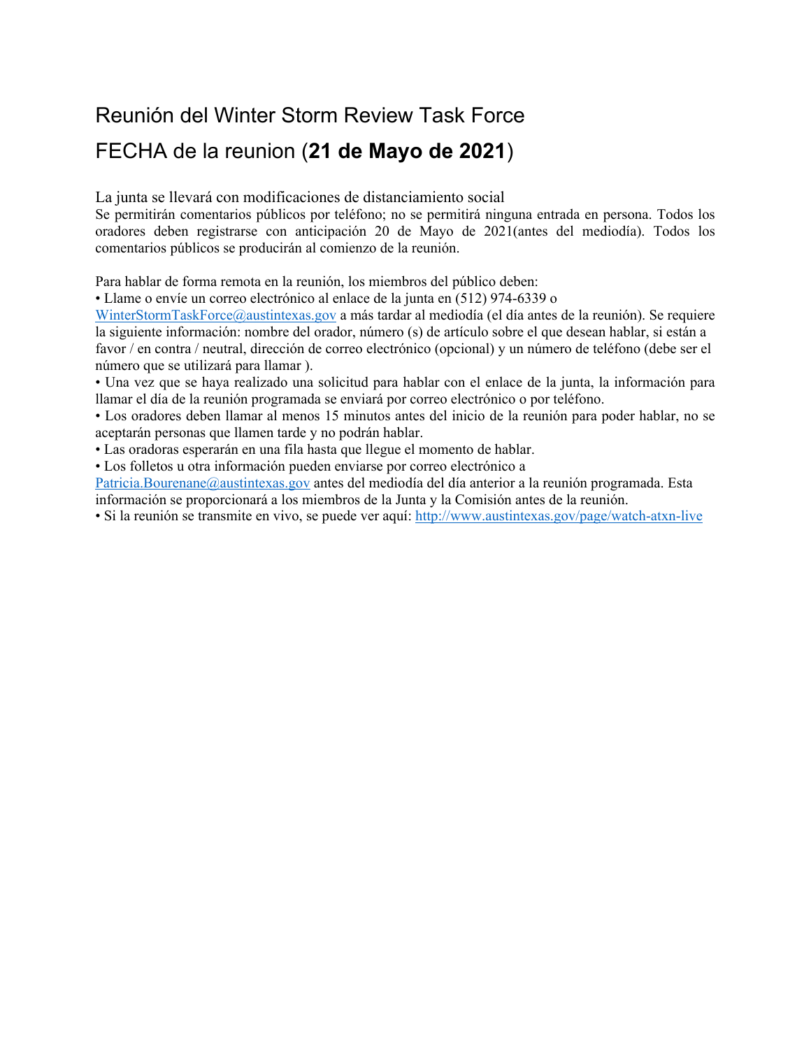# Reunión del Winter Storm Review Task Force

## FECHA de la reunion (**21 de Mayo de 2021**)

La junta se llevará con modificaciones de distanciamiento social

Se permitirán comentarios públicos por teléfono; no se permitirá ninguna entrada en persona. Todos los oradores deben registrarse con anticipación 20 de Mayo de 2021(antes del mediodía). Todos los comentarios públicos se producirán al comienzo de la reunión.

Para hablar de forma remota en la reunión, los miembros del público deben:

- Llame o envíe un correo electrónico al enlace de la junta en (512) 974-6339 o [WinterStormTaskForce@austintexas.gov](mailto:WinterStormTaskForce@austintexas.gov) a más tardar al mediodía (el día antes de la reunión). Se requiere la siguiente información: nombre del orador, número (s) de artículo sobre el que desean hablar, si están a favor / en contra / neutral, dirección de correo electrónico (opcional) y un número de teléfono (debe ser el número que se utilizará para llamar ).
- Una vez que se haya realizado una solicitud para hablar con el enlace de la junta, la información para llamar el día de la reunión programada se enviará por correo electrónico o por teléfono.
- Los oradores deben llamar al menos 15 minutos antes del inicio de la reunión para poder hablar, no se aceptarán personas que llamen tarde y no podrán hablar.
- Las oradoras esperarán en una fila hasta que llegue el momento de hablar.
- Los folletos u otra información pueden enviarse por correo electrónico a [Patricia.Bourenane@austintexas.gov](mailto:Patricia.Bourenane@austintexas.gov) antes del mediodía del día anterior a la reunión programada. Esta información se proporcionará a los miembros de la Junta y la Comisión antes de la reunión.
- Si la reunión se transmite en vivo, se puede ver aquí: [http://www.austintexas.gov/page/watch-atxn-live](http://www.austintexas.gov/page/watch-atxn-live)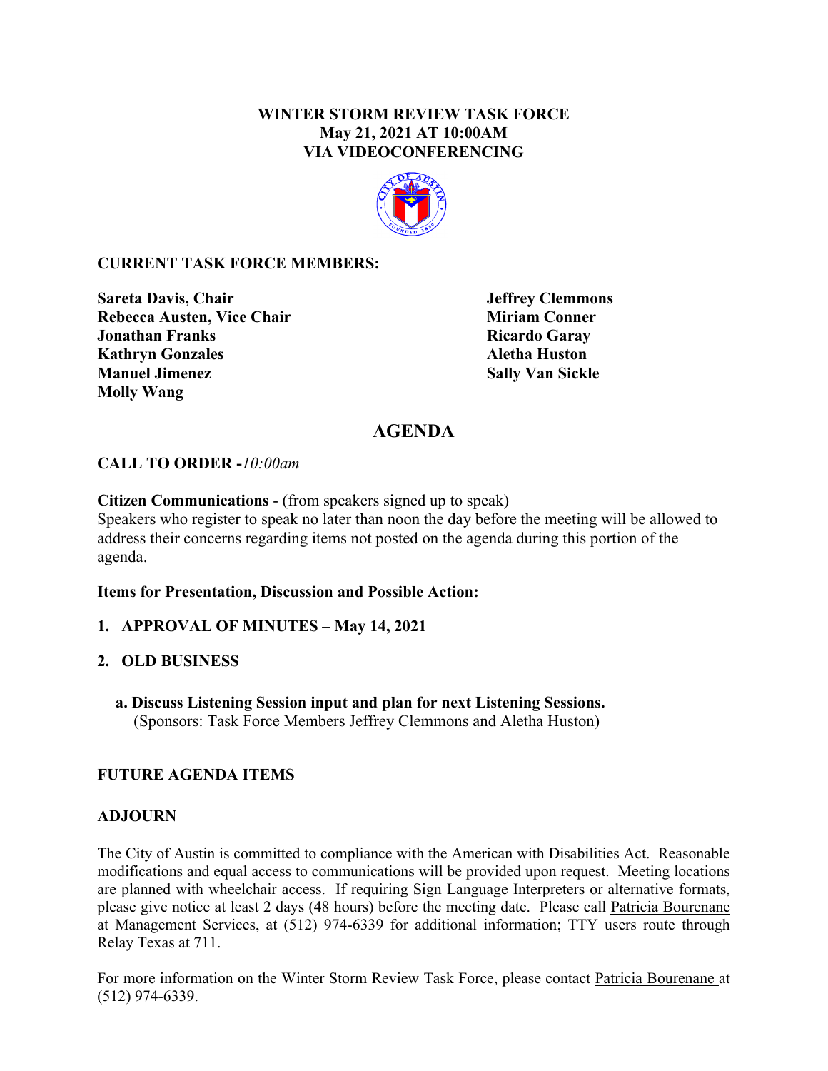**WINTER STORM REVIEW TASK FORCE**
**May 21, 2021 AT 10:00AM**
**VIA VIDEOCONFERENCING**

**CURRENT TASK FORCE MEMBERS:**

**Sareta Davis, Chair**
**Rebecca Austen, Vice Chair**
**Jonathan Franks**
**Kathryn Gonzales**
**Manuel Jimenez**
**Molly Wang**
**Jeffrey Clemmons**
**Miriam Conner**
**Ricardo Garay**
**Aletha Huston**
**Sally Van Sickle**

# AGENDA

**CALL TO ORDER -***10:00am*

**Citizen Communications** - (from speakers signed up to speak)
Speakers who register to speak no later than noon the day before the meeting will be allowed to address their concerns regarding items not posted on the agenda during this portion of the agenda.

**Items for Presentation, Discussion and Possible Action:**

**1. APPROVAL OF MINUTES – May 14, 2021**

**2. OLD BUSINESS**

**a. Discuss Listening Session input and plan for next Listening Sessions.**
(Sponsors: Task Force Members Jeffrey Clemmons and Aletha Huston)

**FUTURE AGENDA ITEMS**

**ADJOURN**

The City of Austin is committed to compliance with the American with Disabilities Act. Reasonable modifications and equal access to communications will be provided upon request. Meeting locations are planned with wheelchair access. If requiring Sign Language Interpreters or alternative formats, please give notice at least 2 days (48 hours) before the meeting date. Please call Patricia Bourenane at Management Services, at (512) 974-6339 for additional information; TTY users route through Relay Texas at 711.

For more information on the Winter Storm Review Task Force, please contact Patricia Bourenane at (512) 974-6339.